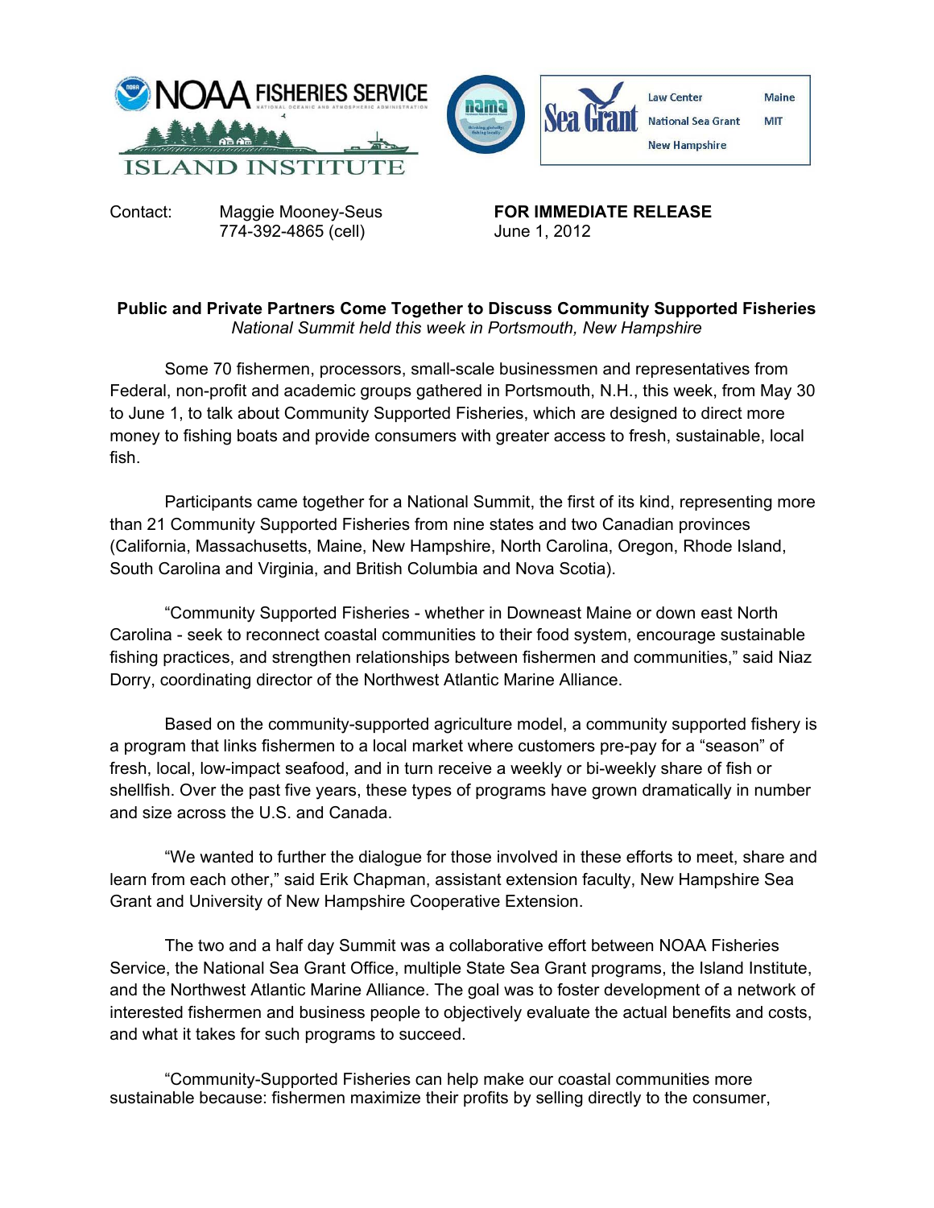Contact: Maggie Mooney-Seus
774-392-4865 (cell)

**FOR IMMEDIATE RELEASE**
June 1, 2012

**Public and Private Partners Come Together to Discuss Community Supported Fisheries**
*National Summit held this week in Portsmouth, New Hampshire*

Some 70 fishermen, processors, small-scale businessmen and representatives from Federal, non-profit and academic groups gathered in Portsmouth, N.H., this week, from May 30 to June 1, to talk about Community Supported Fisheries, which are designed to direct more money to fishing boats and provide consumers with greater access to fresh, sustainable, local fish.

Participants came together for a National Summit, the first of its kind, representing more than 21 Community Supported Fisheries from nine states and two Canadian provinces (California, Massachusetts, Maine, New Hampshire, North Carolina, Oregon, Rhode Island, South Carolina and Virginia, and British Columbia and Nova Scotia).

"Community Supported Fisheries - whether in Downeast Maine or down east North Carolina - seek to reconnect coastal communities to their food system, encourage sustainable fishing practices, and strengthen relationships between fishermen and communities," said Niaz Dorry, coordinating director of the Northwest Atlantic Marine Alliance.

Based on the community-supported agriculture model, a community supported fishery is a program that links fishermen to a local market where customers pre-pay for a "season" of fresh, local, low-impact seafood, and in turn receive a weekly or bi-weekly share of fish or shellfish. Over the past five years, these types of programs have grown dramatically in number and size across the U.S. and Canada.

"We wanted to further the dialogue for those involved in these efforts to meet, share and learn from each other," said Erik Chapman, assistant extension faculty, New Hampshire Sea Grant and University of New Hampshire Cooperative Extension.

The two and a half day Summit was a collaborative effort between NOAA Fisheries Service, the National Sea Grant Office, multiple State Sea Grant programs, the Island Institute, and the Northwest Atlantic Marine Alliance. The goal was to foster development of a network of interested fishermen and business people to objectively evaluate the actual benefits and costs, and what it takes for such programs to succeed.

"Community-Supported Fisheries can help make our coastal communities more sustainable because: fishermen maximize their profits by selling directly to the consumer,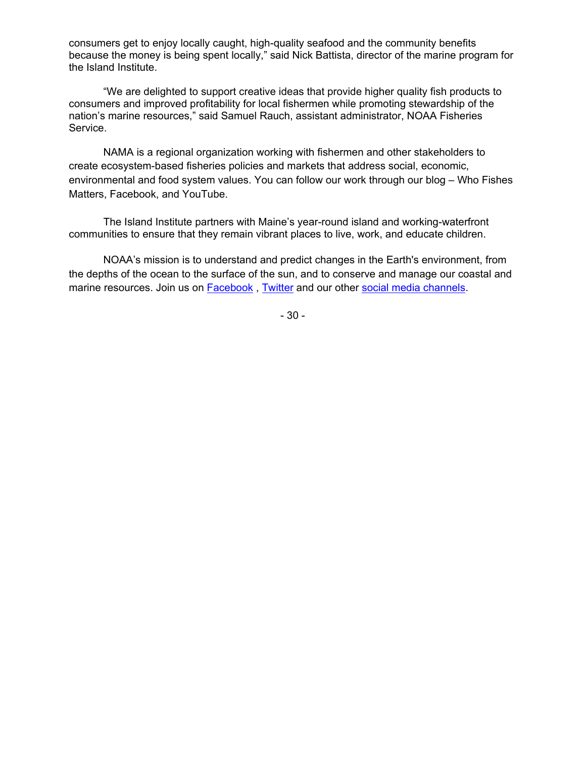consumers get to enjoy locally caught, high-quality seafood and the community benefits because the money is being spent locally," said Nick Battista, director of the marine program for the Island Institute.

"We are delighted to support creative ideas that provide higher quality fish products to consumers and improved profitability for local fishermen while promoting stewardship of the nation's marine resources," said Samuel Rauch, assistant administrator, NOAA Fisheries Service.

NAMA is a regional organization working with fishermen and other stakeholders to create ecosystem-based fisheries policies and markets that address social, economic, environmental and food system values. You can follow our work through our blog – Who Fishes Matters, Facebook, and YouTube.

The Island Institute partners with Maine's year-round island and working-waterfront communities to ensure that they remain vibrant places to live, work, and educate children.

NOAA's mission is to understand and predict changes in the Earth's environment, from the depths of the ocean to the surface of the sun, and to conserve and manage our coastal and marine resources. Join us on Facebook , Twitter and our other social media channels.

- 30 -